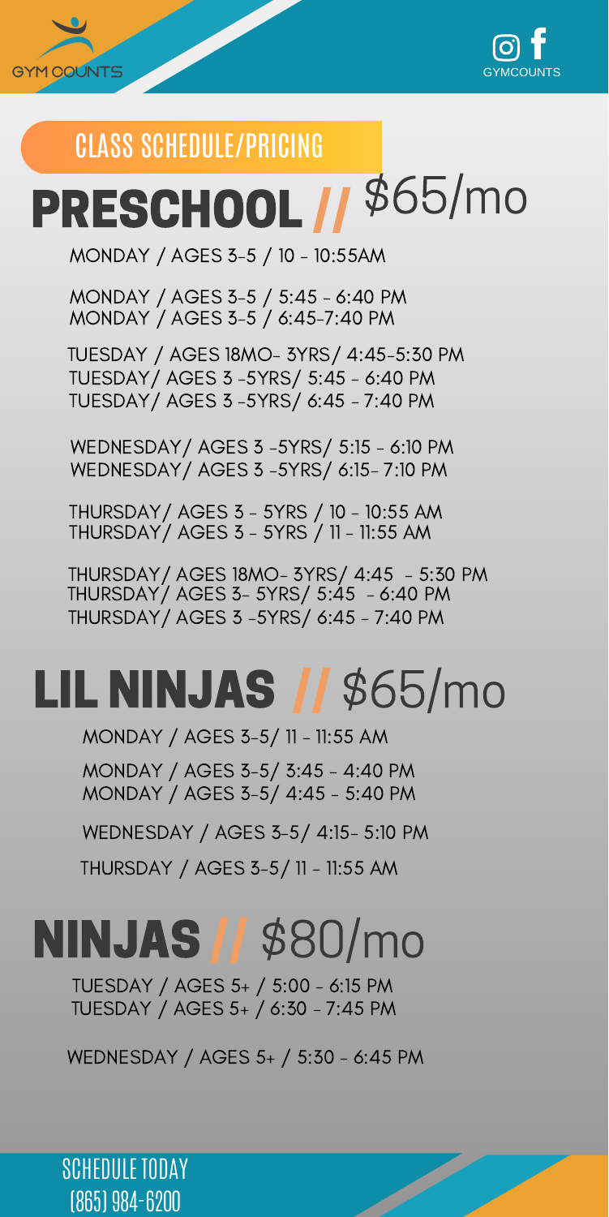GYM COUNTS

GYMCOUNTS

## CLASS SCHEDULE/PRICING

# PRESCHOOL // $65/mo

MONDAY / AGES 3-5 / 10 - 10:55AM

MONDAY / AGES 3-5 / 5:45 - 6:40 PM
MONDAY / AGES 3-5 / 6:45-7:40 PM

TUESDAY / AGES 18MO- 3YRS/ 4:45-5:30 PM
TUESDAY/ AGES 3 -5YRS/ 5:45 - 6:40 PM
TUESDAY/ AGES 3 -5YRS/ 6:45 - 7:40 PM

WEDNESDAY/ AGES 3 -5YRS/ 5:15 - 6:10 PM
WEDNESDAY/ AGES 3 -5YRS/ 6:15- 7:10 PM

THURSDAY/ AGES 3 - 5YRS / 10 - 10:55 AM
THURSDAY/ AGES 3 - 5YRS / 11 - 11:55 AM

THURSDAY/ AGES 18MO- 3YRS/ 4:45 - 5:30 PM
THURSDAY/ AGES 3- 5YRS/ 5:45 - 6:40 PM
THURSDAY/ AGES 3 -5YRS/ 6:45 - 7:40 PM

# LIL NINJAS // $65/mo

MONDAY / AGES 3-5/ 11 - 11:55 AM

MONDAY / AGES 3-5/ 3:45 - 4:40 PM
MONDAY / AGES 3-5/ 4:45 - 5:40 PM

WEDNESDAY / AGES 3-5/ 4:15- 5:10 PM

THURSDAY / AGES 3-5/ 11 - 11:55 AM

# NINJAS // $80/mo

TUESDAY / AGES 5+ / 5:00 - 6:15 PM
TUESDAY / AGES 5+ / 6:30 - 7:45 PM

WEDNESDAY / AGES 5+ / 5:30 - 6:45 PM

SCHEDULE TODAY
(865) 984-6200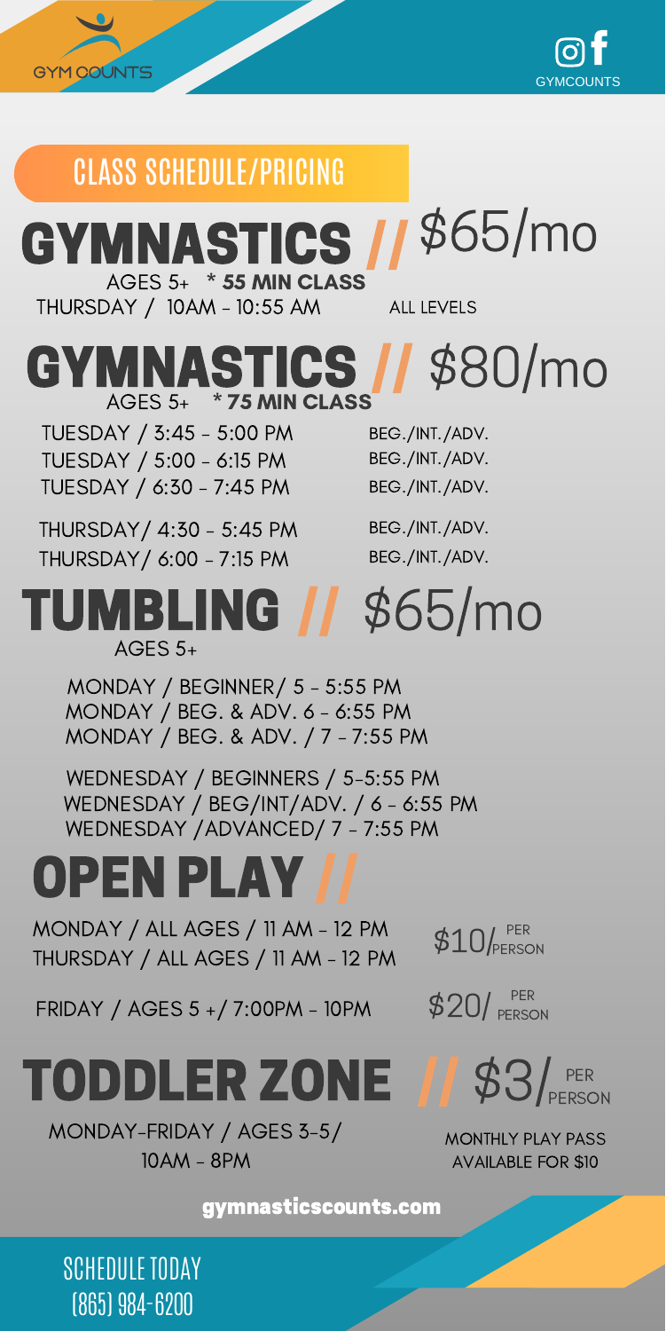GYM COUNTS

GYMCOUNTS

## CLASS SCHEDULE/PRICING

# GYMNASTICS // $65/mo

AGES 5+ **\* 55 MIN CLASS**

THURSDAY / 10AM - 10:55 AM — ALL LEVELS

# GYMNASTICS // $80/mo

AGES 5+ **\* 75 MIN CLASS**

| | |
|---|---|
| TUESDAY / 3:45 - 5:00 PM | BEG./INT./ADV. |
| TUESDAY / 5:00 - 6:15 PM | BEG./INT./ADV. |
| TUESDAY / 6:30 - 7:45 PM | BEG./INT./ADV. |
| THURSDAY/ 4:30 - 5:45 PM | BEG./INT./ADV. |
| THURSDAY/ 6:00 - 7:15 PM | BEG./INT./ADV. |

# TUMBLING // $65/mo

AGES 5+

MONDAY / BEGINNER/ 5 - 5:55 PM
MONDAY / BEG. & ADV. 6 - 6:55 PM
MONDAY / BEG. & ADV. / 7 - 7:55 PM

WEDNESDAY / BEGINNERS / 5-5:55 PM
WEDNESDAY / BEG/INT/ADV. / 6 - 6:55 PM
WEDNESDAY /ADVANCED/ 7 - 7:55 PM

# OPEN PLAY //

MONDAY / ALL AGES / 11 AM - 12 PM
THURSDAY / ALL AGES / 11 AM - 12 PM — $10/ PER PERSON

FRIDAY / AGES 5 +/ 7:00PM - 10PM — $20/ PER PERSON

# TODDLER ZONE // $3/ PER PERSON

MONDAY-FRIDAY / AGES 3-5/ 10AM - 8PM

MONTHLY PLAY PASS AVAILABLE FOR $10

**gymnasticscounts.com**

SCHEDULE TODAY
(865) 984-6200